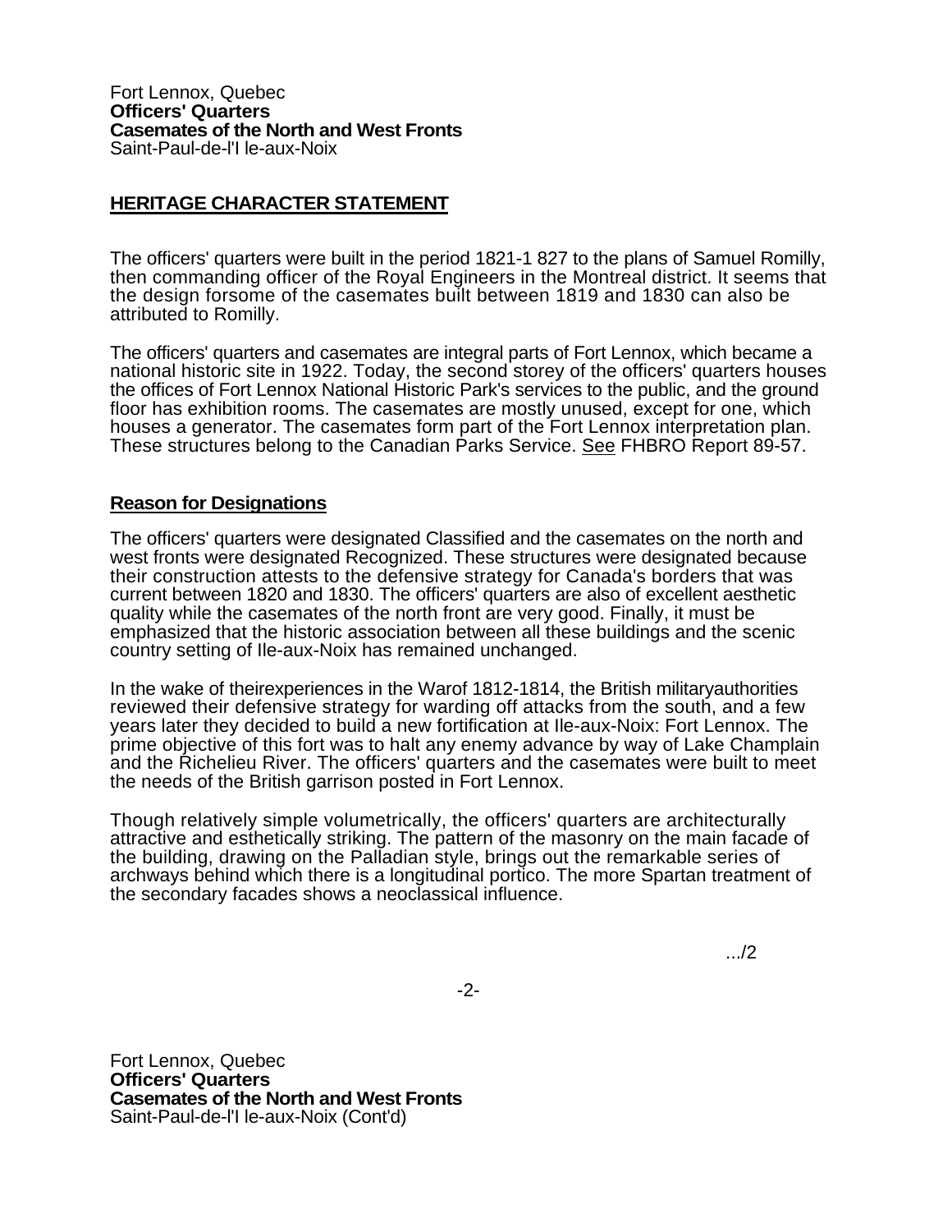Fort Lennox, Quebec
**Officers' Quarters**
**Casemates of the North and West Fronts**
Saint-Paul-de-l'I le-aux-Noix

## HERITAGE CHARACTER STATEMENT

The officers' quarters were built in the period 1821-1 827 to the plans of Samuel Romilly, then commanding officer of the Royal Engineers in the Montreal district. It seems that the design forsome of the casemates built between 1819 and 1830 can also be attributed to Romilly.

The officers' quarters and casemates are integral parts of Fort Lennox, which became a national historic site in 1922. Today, the second storey of the officers' quarters houses the offices of Fort Lennox National Historic Park's services to the public, and the ground floor has exhibition rooms. The casemates are mostly unused, except for one, which houses a generator. The casemates form part of the Fort Lennox interpretation plan. These structures belong to the Canadian Parks Service. See FHBRO Report 89-57.

### Reason for Designations

The officers' quarters were designated Classified and the casemates on the north and west fronts were designated Recognized. These structures were designated because their construction attests to the defensive strategy for Canada's borders that was current between 1820 and 1830. The officers' quarters are also of excellent aesthetic quality while the casemates of the north front are very good. Finally, it must be emphasized that the historic association between all these buildings and the scenic country setting of Ile-aux-Noix has remained unchanged.

In the wake of theirexperiences in the Warof 1812-1814, the British militaryauthorities reviewed their defensive strategy for warding off attacks from the south, and a few years later they decided to build a new fortification at Ile-aux-Noix: Fort Lennox. The prime objective of this fort was to halt any enemy advance by way of Lake Champlain and the Richelieu River. The officers' quarters and the casemates were built to meet the needs of the British garrison posted in Fort Lennox.

Though relatively simple volumetrically, the officers' quarters are architecturally attractive and esthetically striking. The pattern of the masonry on the main facade of the building, drawing on the Palladian style, brings out the remarkable series of archways behind which there is a longitudinal portico. The more Spartan treatment of the secondary facades shows a neoclassical influence.

.../2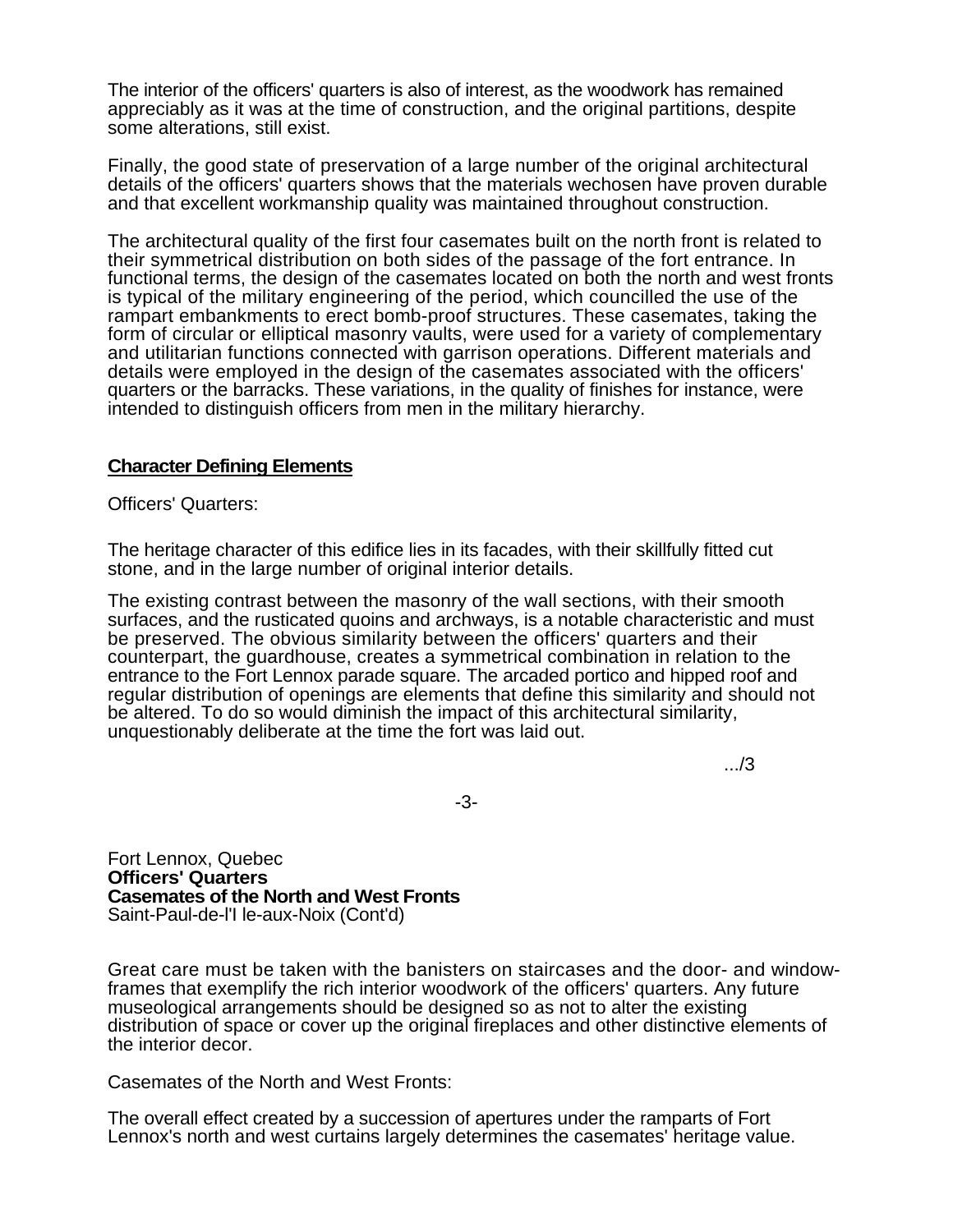The interior of the officers' quarters is also of interest, as the woodwork has remained appreciably as it was at the time of construction, and the original partitions, despite some alterations, still exist.

Finally, the good state of preservation of a large number of the original architectural details of the officers' quarters shows that the materials wechosen have proven durable and that excellent workmanship quality was maintained throughout construction.

The architectural quality of the first four casemates built on the north front is related to their symmetrical distribution on both sides of the passage of the fort entrance. In functional terms, the design of the casemates located on both the north and west fronts is typical of the military engineering of the period, which councilled the use of the rampart embankments to erect bomb-proof structures. These casemates, taking the form of circular or elliptical masonry vaults, were used for a variety of complementary and utilitarian functions connected with garrison operations. Different materials and details were employed in the design of the casemates associated with the officers' quarters or the barracks. These variations, in the quality of finishes for instance, were intended to distinguish officers from men in the military hierarchy.

## Character Defining Elements

Officers' Quarters:

The heritage character of this edifice lies in its facades, with their skillfully fitted cut stone, and in the large number of original interior details.

The existing contrast between the masonry of the wall sections, with their smooth surfaces, and the rusticated quoins and archways, is a notable characteristic and must be preserved. The obvious similarity between the officers' quarters and their counterpart, the guardhouse, creates a symmetrical combination in relation to the entrance to the Fort Lennox parade square. The arcaded portico and hipped roof and regular distribution of openings are elements that define this similarity and should not be altered. To do so would diminish the impact of this architectural similarity, unquestionably deliberate at the time the fort was laid out.

Great care must be taken with the banisters on staircases and the door- and window-frames that exemplify the rich interior woodwork of the officers' quarters. Any future museological arrangements should be designed so as not to alter the existing distribution of space or cover up the original fireplaces and other distinctive elements of the interior decor.

Casemates of the North and West Fronts:

The overall effect created by a succession of apertures under the ramparts of Fort Lennox's north and west curtains largely determines the casemates' heritage value.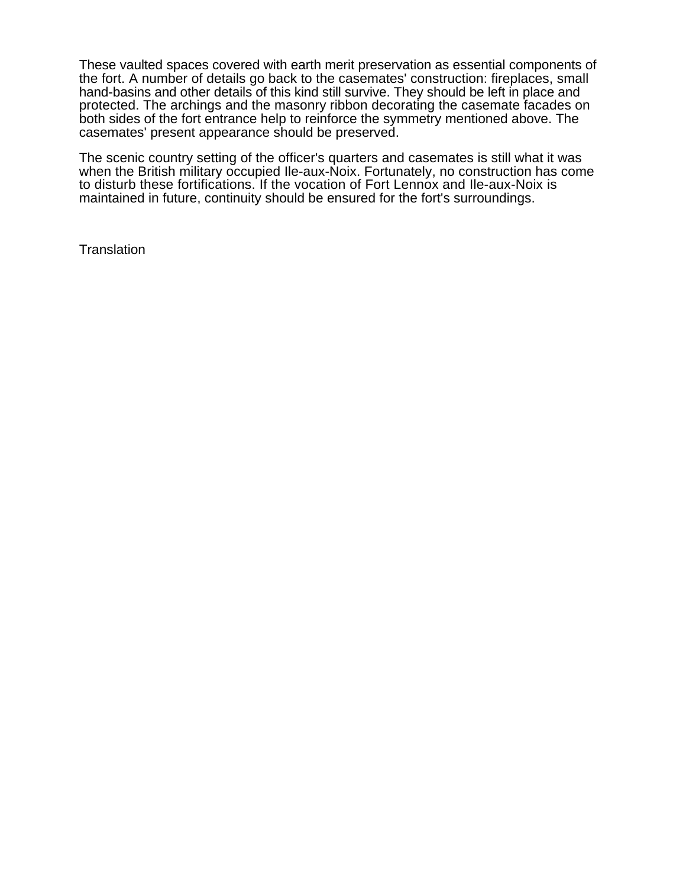These vaulted spaces covered with earth merit preservation as essential components of the fort. A number of details go back to the casemates' construction: fireplaces, small hand-basins and other details of this kind still survive. They should be left in place and protected. The archings and the masonry ribbon decorating the casemate facades on both sides of the fort entrance help to reinforce the symmetry mentioned above. The casemates' present appearance should be preserved.

The scenic country setting of the officer's quarters and casemates is still what it was when the British military occupied Ile-aux-Noix. Fortunately, no construction has come to disturb these fortifications. If the vocation of Fort Lennox and Ile-aux-Noix is maintained in future, continuity should be ensured for the fort's surroundings.

Translation